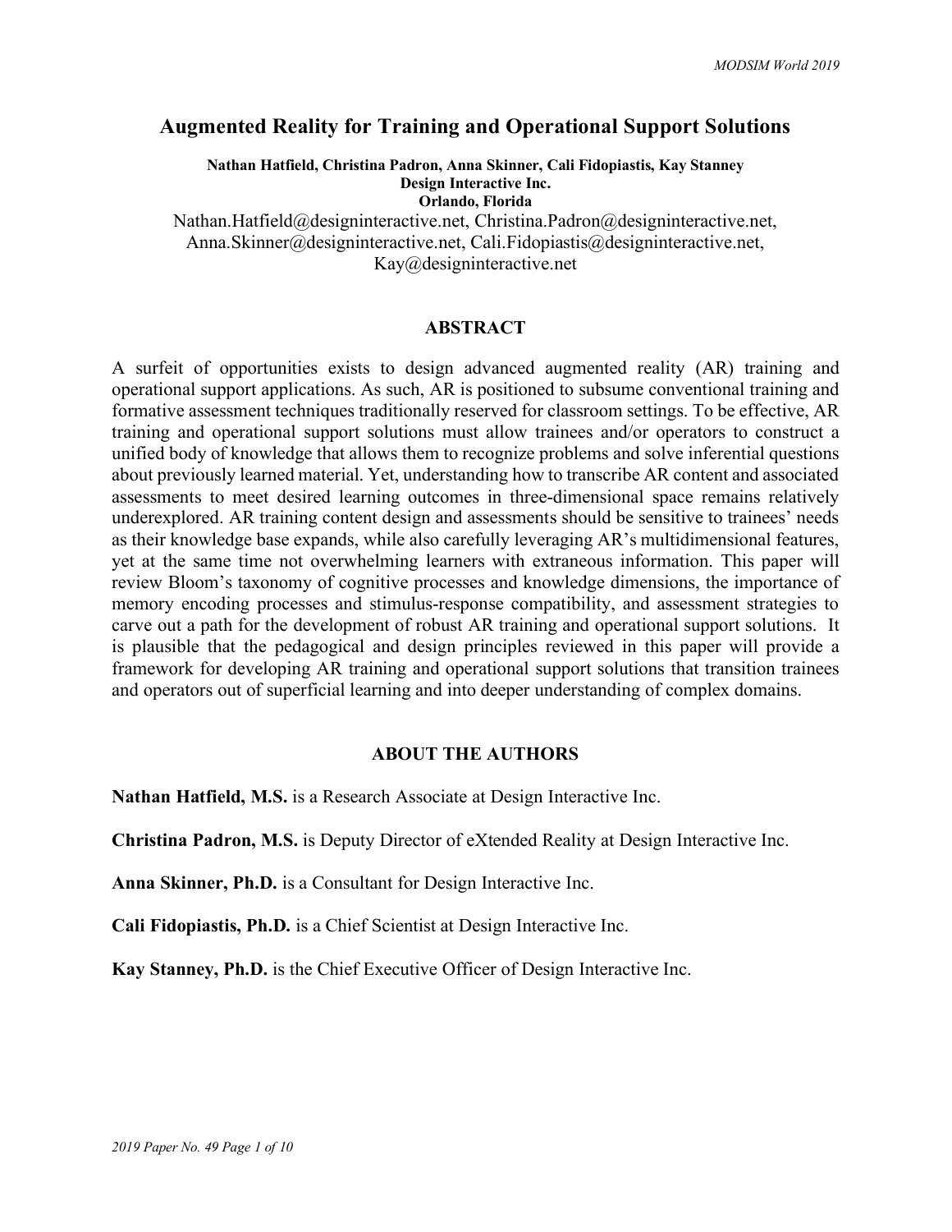# Augmented Reality for Training and Operational Support Solutions

**Nathan Hatfield, Christina Padron, Anna Skinner, Cali Fidopiastis, Kay Stanney**
**Design Interactive Inc.**
**Orlando, Florida**

Nathan.Hatfield@designinteractive.net, Christina.Padron@designinteractive.net, Anna.Skinner@designinteractive.net, Cali.Fidopiastis@designinteractive.net, Kay@designinteractive.net

## ABSTRACT

A surfeit of opportunities exists to design advanced augmented reality (AR) training and operational support applications. As such, AR is positioned to subsume conventional training and formative assessment techniques traditionally reserved for classroom settings. To be effective, AR training and operational support solutions must allow trainees and/or operators to construct a unified body of knowledge that allows them to recognize problems and solve inferential questions about previously learned material. Yet, understanding how to transcribe AR content and associated assessments to meet desired learning outcomes in three-dimensional space remains relatively underexplored. AR training content design and assessments should be sensitive to trainees' needs as their knowledge base expands, while also carefully leveraging AR's multidimensional features, yet at the same time not overwhelming learners with extraneous information. This paper will review Bloom's taxonomy of cognitive processes and knowledge dimensions, the importance of memory encoding processes and stimulus-response compatibility, and assessment strategies to carve out a path for the development of robust AR training and operational support solutions. It is plausible that the pedagogical and design principles reviewed in this paper will provide a framework for developing AR training and operational support solutions that transition trainees and operators out of superficial learning and into deeper understanding of complex domains.

## ABOUT THE AUTHORS

**Nathan Hatfield, M.S.** is a Research Associate at Design Interactive Inc.

**Christina Padron, M.S.** is Deputy Director of eXtended Reality at Design Interactive Inc.

**Anna Skinner, Ph.D.** is a Consultant for Design Interactive Inc.

**Cali Fidopiastis, Ph.D.** is a Chief Scientist at Design Interactive Inc.

**Kay Stanney, Ph.D.** is the Chief Executive Officer of Design Interactive Inc.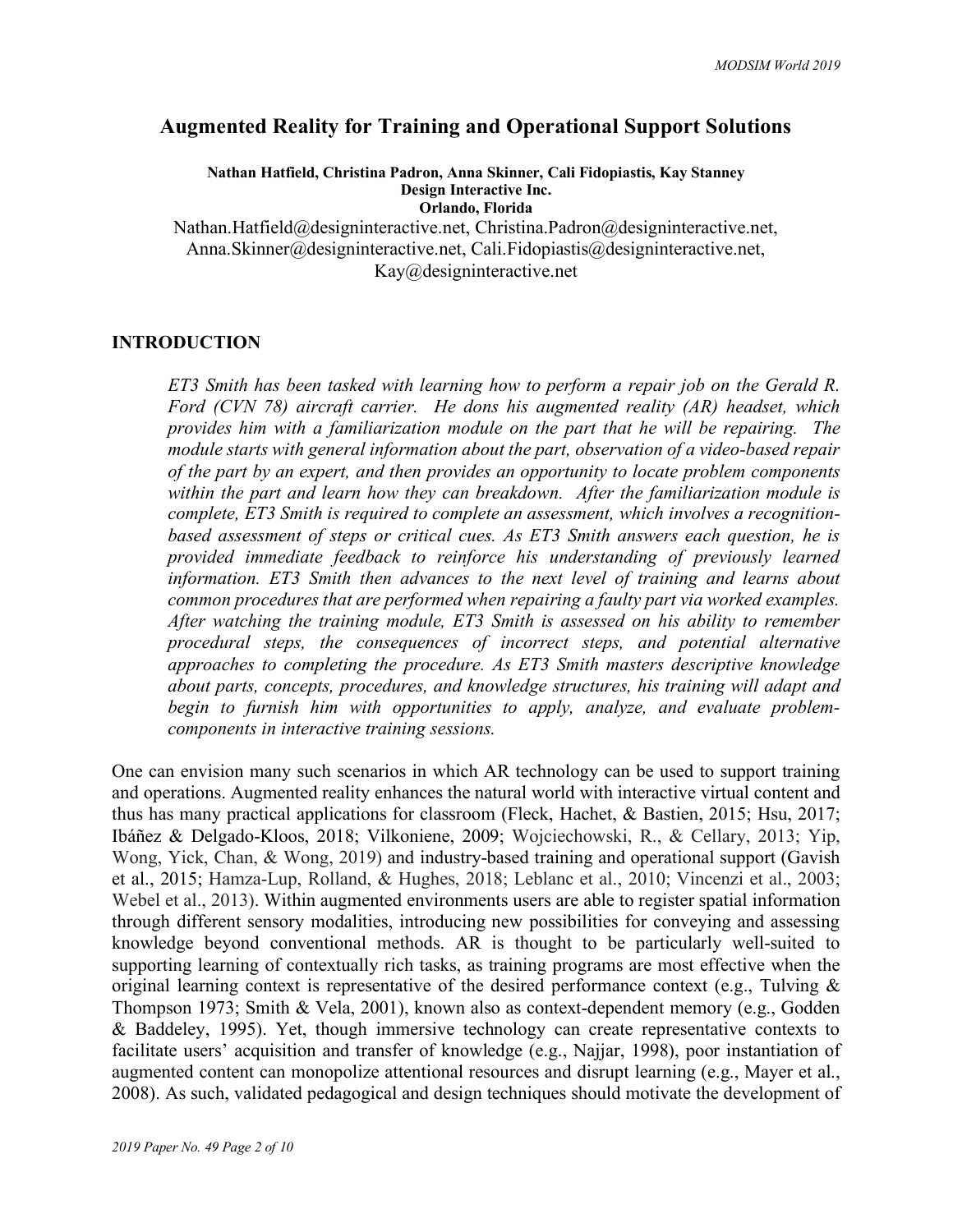# Augmented Reality for Training and Operational Support Solutions

**Nathan Hatfield, Christina Padron, Anna Skinner, Cali Fidopiastis, Kay Stanney**
**Design Interactive Inc.**
**Orlando, Florida**

Nathan.Hatfield@designinteractive.net, Christina.Padron@designinteractive.net, Anna.Skinner@designinteractive.net, Cali.Fidopiastis@designinteractive.net, Kay@designinteractive.net

## INTRODUCTION

*ET3 Smith has been tasked with learning how to perform a repair job on the Gerald R. Ford (CVN 78) aircraft carrier. He dons his augmented reality (AR) headset, which provides him with a familiarization module on the part that he will be repairing. The module starts with general information about the part, observation of a video-based repair of the part by an expert, and then provides an opportunity to locate problem components within the part and learn how they can breakdown. After the familiarization module is complete, ET3 Smith is required to complete an assessment, which involves a recognition-based assessment of steps or critical cues. As ET3 Smith answers each question, he is provided immediate feedback to reinforce his understanding of previously learned information. ET3 Smith then advances to the next level of training and learns about common procedures that are performed when repairing a faulty part via worked examples. After watching the training module, ET3 Smith is assessed on his ability to remember procedural steps, the consequences of incorrect steps, and potential alternative approaches to completing the procedure. As ET3 Smith masters descriptive knowledge about parts, concepts, procedures, and knowledge structures, his training will adapt and begin to furnish him with opportunities to apply, analyze, and evaluate problem-components in interactive training sessions.*

One can envision many such scenarios in which AR technology can be used to support training and operations. Augmented reality enhances the natural world with interactive virtual content and thus has many practical applications for classroom (Fleck, Hachet, & Bastien, 2015; Hsu, 2017; Ibáñez & Delgado-Kloos, 2018; Vilkoniene, 2009; Wojciechowski, R., & Cellary, 2013; Yip, Wong, Yick, Chan, & Wong, 2019) and industry-based training and operational support (Gavish et al., 2015; Hamza-Lup, Rolland, & Hughes, 2018; Leblanc et al., 2010; Vincenzi et al., 2003; Webel et al., 2013). Within augmented environments users are able to register spatial information through different sensory modalities, introducing new possibilities for conveying and assessing knowledge beyond conventional methods. AR is thought to be particularly well-suited to supporting learning of contextually rich tasks, as training programs are most effective when the original learning context is representative of the desired performance context (e.g., Tulving & Thompson 1973; Smith & Vela, 2001), known also as context-dependent memory (e.g., Godden & Baddeley, 1995). Yet, though immersive technology can create representative contexts to facilitate users' acquisition and transfer of knowledge (e.g., Najjar, 1998), poor instantiation of augmented content can monopolize attentional resources and disrupt learning (e.g., Mayer et al., 2008). As such, validated pedagogical and design techniques should motivate the development of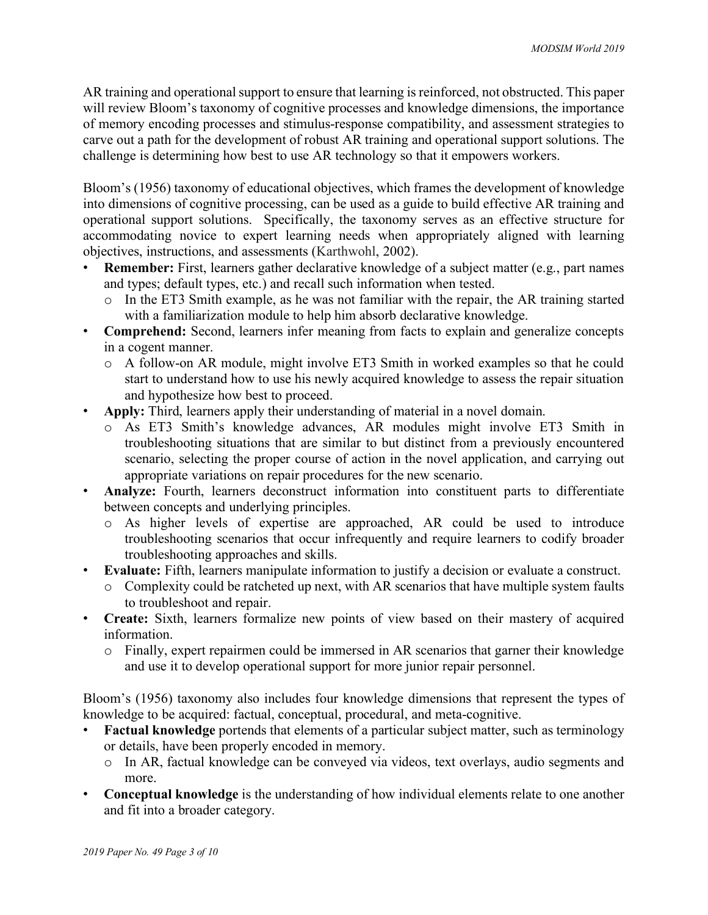AR training and operational support to ensure that learning is reinforced, not obstructed. This paper will review Bloom's taxonomy of cognitive processes and knowledge dimensions, the importance of memory encoding processes and stimulus-response compatibility, and assessment strategies to carve out a path for the development of robust AR training and operational support solutions. The challenge is determining how best to use AR technology so that it empowers workers.

Bloom's (1956) taxonomy of educational objectives, which frames the development of knowledge into dimensions of cognitive processing, can be used as a guide to build effective AR training and operational support solutions. Specifically, the taxonomy serves as an effective structure for accommodating novice to expert learning needs when appropriately aligned with learning objectives, instructions, and assessments (Karthwohl, 2002).

- **Remember:** First, learners gather declarative knowledge of a subject matter (e.g., part names and types; default types, etc.) and recall such information when tested.
  - In the ET3 Smith example, as he was not familiar with the repair, the AR training started with a familiarization module to help him absorb declarative knowledge.
- **Comprehend:** Second, learners infer meaning from facts to explain and generalize concepts in a cogent manner.
  - A follow-on AR module, might involve ET3 Smith in worked examples so that he could start to understand how to use his newly acquired knowledge to assess the repair situation and hypothesize how best to proceed.
- **Apply:** Third, learners apply their understanding of material in a novel domain.
  - As ET3 Smith's knowledge advances, AR modules might involve ET3 Smith in troubleshooting situations that are similar to but distinct from a previously encountered scenario, selecting the proper course of action in the novel application, and carrying out appropriate variations on repair procedures for the new scenario.
- **Analyze:** Fourth, learners deconstruct information into constituent parts to differentiate between concepts and underlying principles.
  - As higher levels of expertise are approached, AR could be used to introduce troubleshooting scenarios that occur infrequently and require learners to codify broader troubleshooting approaches and skills.
- **Evaluate:** Fifth, learners manipulate information to justify a decision or evaluate a construct.
  - Complexity could be ratcheted up next, with AR scenarios that have multiple system faults to troubleshoot and repair.
- **Create:** Sixth, learners formalize new points of view based on their mastery of acquired information.
  - Finally, expert repairmen could be immersed in AR scenarios that garner their knowledge and use it to develop operational support for more junior repair personnel.

Bloom's (1956) taxonomy also includes four knowledge dimensions that represent the types of knowledge to be acquired: factual, conceptual, procedural, and meta-cognitive.

- **Factual knowledge** portends that elements of a particular subject matter, such as terminology or details, have been properly encoded in memory.
  - In AR, factual knowledge can be conveyed via videos, text overlays, audio segments and more.
- **Conceptual knowledge** is the understanding of how individual elements relate to one another and fit into a broader category.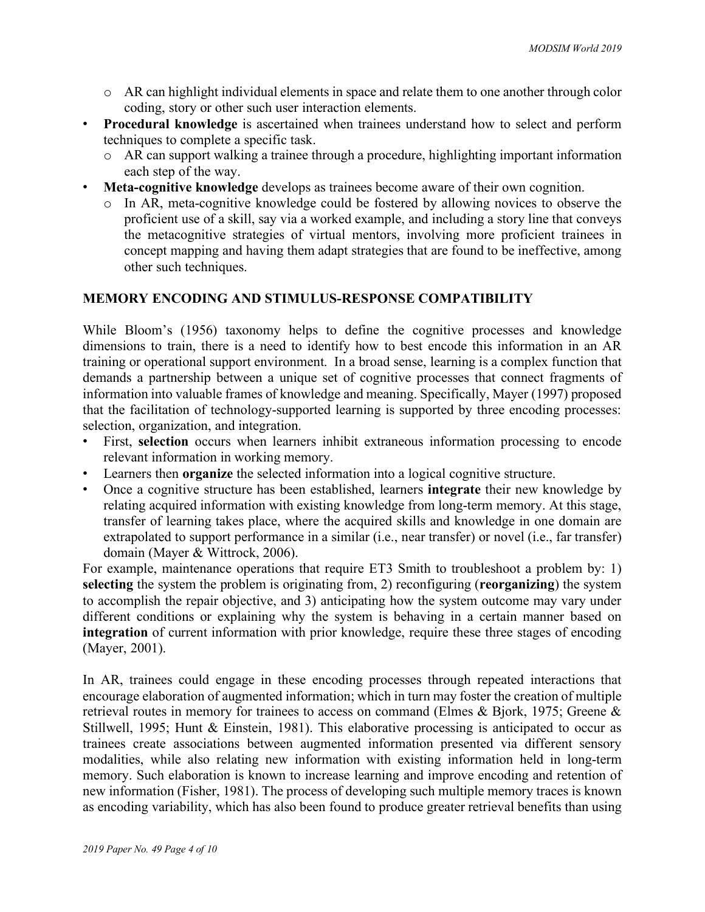- AR can highlight individual elements in space and relate them to one another through color coding, story or other such user interaction elements.
- **Procedural knowledge** is ascertained when trainees understand how to select and perform techniques to complete a specific task.
  - AR can support walking a trainee through a procedure, highlighting important information each step of the way.
- **Meta-cognitive knowledge** develops as trainees become aware of their own cognition.
  - In AR, meta-cognitive knowledge could be fostered by allowing novices to observe the proficient use of a skill, say via a worked example, and including a story line that conveys the metacognitive strategies of virtual mentors, involving more proficient trainees in concept mapping and having them adapt strategies that are found to be ineffective, among other such techniques.

## MEMORY ENCODING AND STIMULUS-RESPONSE COMPATIBILITY

While Bloom's (1956) taxonomy helps to define the cognitive processes and knowledge dimensions to train, there is a need to identify how to best encode this information in an AR training or operational support environment. In a broad sense, learning is a complex function that demands a partnership between a unique set of cognitive processes that connect fragments of information into valuable frames of knowledge and meaning. Specifically, Mayer (1997) proposed that the facilitation of technology-supported learning is supported by three encoding processes: selection, organization, and integration.

- First, **selection** occurs when learners inhibit extraneous information processing to encode relevant information in working memory.
- Learners then **organize** the selected information into a logical cognitive structure.
- Once a cognitive structure has been established, learners **integrate** their new knowledge by relating acquired information with existing knowledge from long-term memory. At this stage, transfer of learning takes place, where the acquired skills and knowledge in one domain are extrapolated to support performance in a similar (i.e., near transfer) or novel (i.e., far transfer) domain (Mayer & Wittrock, 2006).

For example, maintenance operations that require ET3 Smith to troubleshoot a problem by: 1) **selecting** the system the problem is originating from, 2) reconfiguring (**reorganizing**) the system to accomplish the repair objective, and 3) anticipating how the system outcome may vary under different conditions or explaining why the system is behaving in a certain manner based on **integration** of current information with prior knowledge, require these three stages of encoding (Mayer, 2001).

In AR, trainees could engage in these encoding processes through repeated interactions that encourage elaboration of augmented information; which in turn may foster the creation of multiple retrieval routes in memory for trainees to access on command (Elmes & Bjork, 1975; Greene & Stillwell, 1995; Hunt & Einstein, 1981). This elaborative processing is anticipated to occur as trainees create associations between augmented information presented via different sensory modalities, while also relating new information with existing information held in long-term memory. Such elaboration is known to increase learning and improve encoding and retention of new information (Fisher, 1981). The process of developing such multiple memory traces is known as encoding variability, which has also been found to produce greater retrieval benefits than using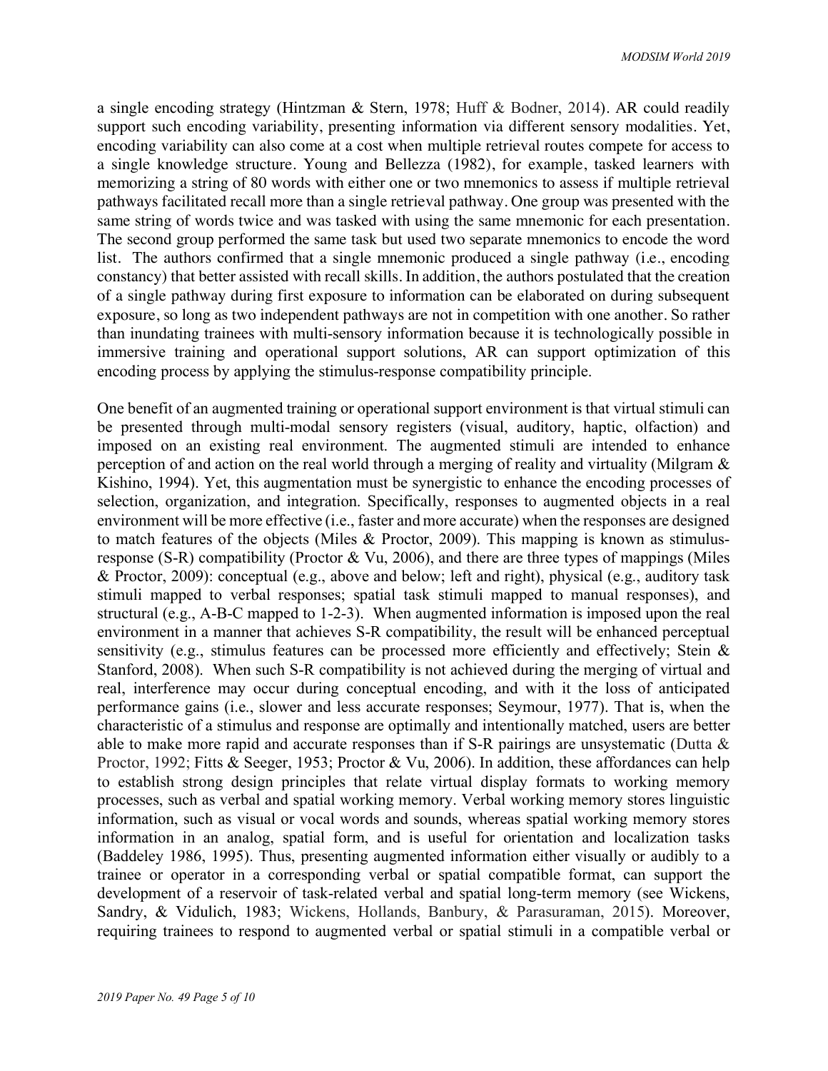a single encoding strategy (Hintzman & Stern, 1978; Huff & Bodner, 2014). AR could readily support such encoding variability, presenting information via different sensory modalities. Yet, encoding variability can also come at a cost when multiple retrieval routes compete for access to a single knowledge structure. Young and Bellezza (1982), for example, tasked learners with memorizing a string of 80 words with either one or two mnemonics to assess if multiple retrieval pathways facilitated recall more than a single retrieval pathway. One group was presented with the same string of words twice and was tasked with using the same mnemonic for each presentation. The second group performed the same task but used two separate mnemonics to encode the word list. The authors confirmed that a single mnemonic produced a single pathway (i.e., encoding constancy) that better assisted with recall skills. In addition, the authors postulated that the creation of a single pathway during first exposure to information can be elaborated on during subsequent exposure, so long as two independent pathways are not in competition with one another. So rather than inundating trainees with multi-sensory information because it is technologically possible in immersive training and operational support solutions, AR can support optimization of this encoding process by applying the stimulus-response compatibility principle.

One benefit of an augmented training or operational support environment is that virtual stimuli can be presented through multi-modal sensory registers (visual, auditory, haptic, olfaction) and imposed on an existing real environment. The augmented stimuli are intended to enhance perception of and action on the real world through a merging of reality and virtuality (Milgram & Kishino, 1994). Yet, this augmentation must be synergistic to enhance the encoding processes of selection, organization, and integration. Specifically, responses to augmented objects in a real environment will be more effective (i.e., faster and more accurate) when the responses are designed to match features of the objects (Miles & Proctor, 2009). This mapping is known as stimulus-response (S-R) compatibility (Proctor & Vu, 2006), and there are three types of mappings (Miles & Proctor, 2009): conceptual (e.g., above and below; left and right), physical (e.g., auditory task stimuli mapped to verbal responses; spatial task stimuli mapped to manual responses), and structural (e.g., A-B-C mapped to 1-2-3). When augmented information is imposed upon the real environment in a manner that achieves S-R compatibility, the result will be enhanced perceptual sensitivity (e.g., stimulus features can be processed more efficiently and effectively; Stein & Stanford, 2008). When such S-R compatibility is not achieved during the merging of virtual and real, interference may occur during conceptual encoding, and with it the loss of anticipated performance gains (i.e., slower and less accurate responses; Seymour, 1977). That is, when the characteristic of a stimulus and response are optimally and intentionally matched, users are better able to make more rapid and accurate responses than if S-R pairings are unsystematic (Dutta & Proctor, 1992; Fitts & Seeger, 1953; Proctor & Vu, 2006). In addition, these affordances can help to establish strong design principles that relate virtual display formats to working memory processes, such as verbal and spatial working memory. Verbal working memory stores linguistic information, such as visual or vocal words and sounds, whereas spatial working memory stores information in an analog, spatial form, and is useful for orientation and localization tasks (Baddeley 1986, 1995). Thus, presenting augmented information either visually or audibly to a trainee or operator in a corresponding verbal or spatial compatible format, can support the development of a reservoir of task-related verbal and spatial long-term memory (see Wickens, Sandry, & Vidulich, 1983; Wickens, Hollands, Banbury, & Parasuraman, 2015). Moreover, requiring trainees to respond to augmented verbal or spatial stimuli in a compatible verbal or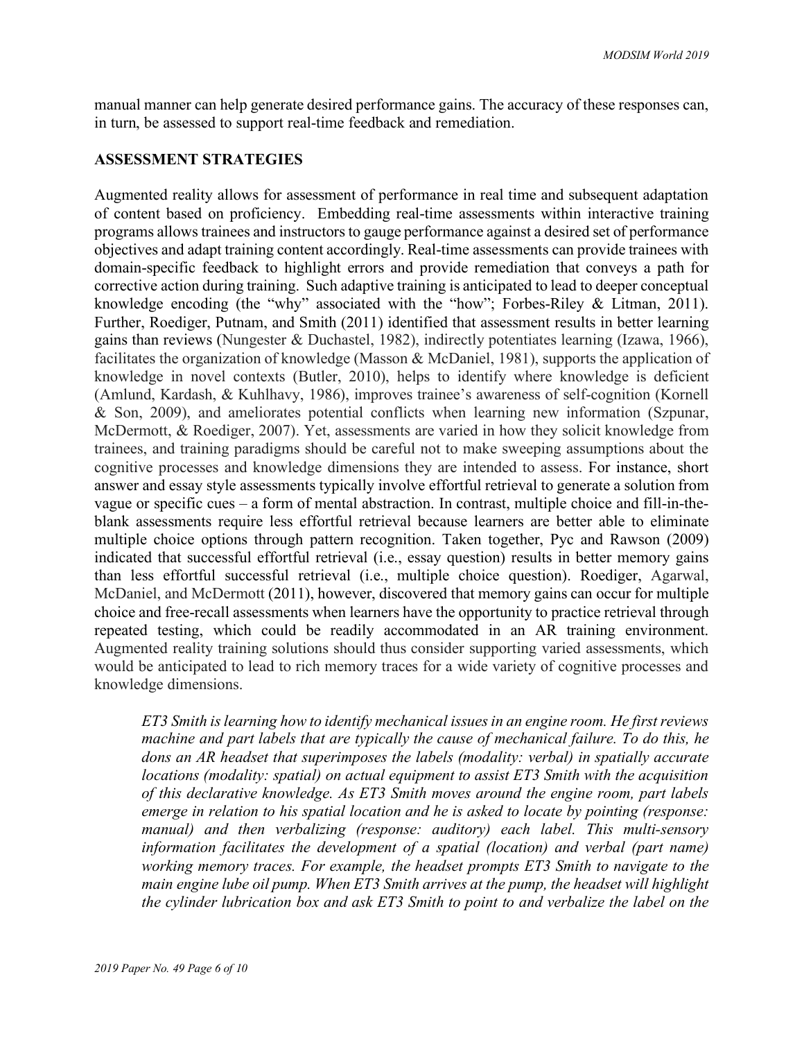manual manner can help generate desired performance gains. The accuracy of these responses can, in turn, be assessed to support real-time feedback and remediation.

## ASSESSMENT STRATEGIES

Augmented reality allows for assessment of performance in real time and subsequent adaptation of content based on proficiency. Embedding real-time assessments within interactive training programs allows trainees and instructors to gauge performance against a desired set of performance objectives and adapt training content accordingly. Real-time assessments can provide trainees with domain-specific feedback to highlight errors and provide remediation that conveys a path for corrective action during training. Such adaptive training is anticipated to lead to deeper conceptual knowledge encoding (the "why" associated with the "how"; Forbes-Riley & Litman, 2011). Further, Roediger, Putnam, and Smith (2011) identified that assessment results in better learning gains than reviews (Nungester & Duchastel, 1982), indirectly potentiates learning (Izawa, 1966), facilitates the organization of knowledge (Masson & McDaniel, 1981), supports the application of knowledge in novel contexts (Butler, 2010), helps to identify where knowledge is deficient (Amlund, Kardash, & Kuhlhavy, 1986), improves trainee's awareness of self-cognition (Kornell & Son, 2009), and ameliorates potential conflicts when learning new information (Szpunar, McDermott, & Roediger, 2007). Yet, assessments are varied in how they solicit knowledge from trainees, and training paradigms should be careful not to make sweeping assumptions about the cognitive processes and knowledge dimensions they are intended to assess. For instance, short answer and essay style assessments typically involve effortful retrieval to generate a solution from vague or specific cues – a form of mental abstraction. In contrast, multiple choice and fill-in-the-blank assessments require less effortful retrieval because learners are better able to eliminate multiple choice options through pattern recognition. Taken together, Pyc and Rawson (2009) indicated that successful effortful retrieval (i.e., essay question) results in better memory gains than less effortful successful retrieval (i.e., multiple choice question). Roediger, Agarwal, McDaniel, and McDermott (2011), however, discovered that memory gains can occur for multiple choice and free-recall assessments when learners have the opportunity to practice retrieval through repeated testing, which could be readily accommodated in an AR training environment. Augmented reality training solutions should thus consider supporting varied assessments, which would be anticipated to lead to rich memory traces for a wide variety of cognitive processes and knowledge dimensions.

> *ET3 Smith is learning how to identify mechanical issues in an engine room. He first reviews machine and part labels that are typically the cause of mechanical failure. To do this, he dons an AR headset that superimposes the labels (modality: verbal) in spatially accurate locations (modality: spatial) on actual equipment to assist ET3 Smith with the acquisition of this declarative knowledge. As ET3 Smith moves around the engine room, part labels emerge in relation to his spatial location and he is asked to locate by pointing (response: manual) and then verbalizing (response: auditory) each label. This multi-sensory information facilitates the development of a spatial (location) and verbal (part name) working memory traces. For example, the headset prompts ET3 Smith to navigate to the main engine lube oil pump. When ET3 Smith arrives at the pump, the headset will highlight the cylinder lubrication box and ask ET3 Smith to point to and verbalize the label on the*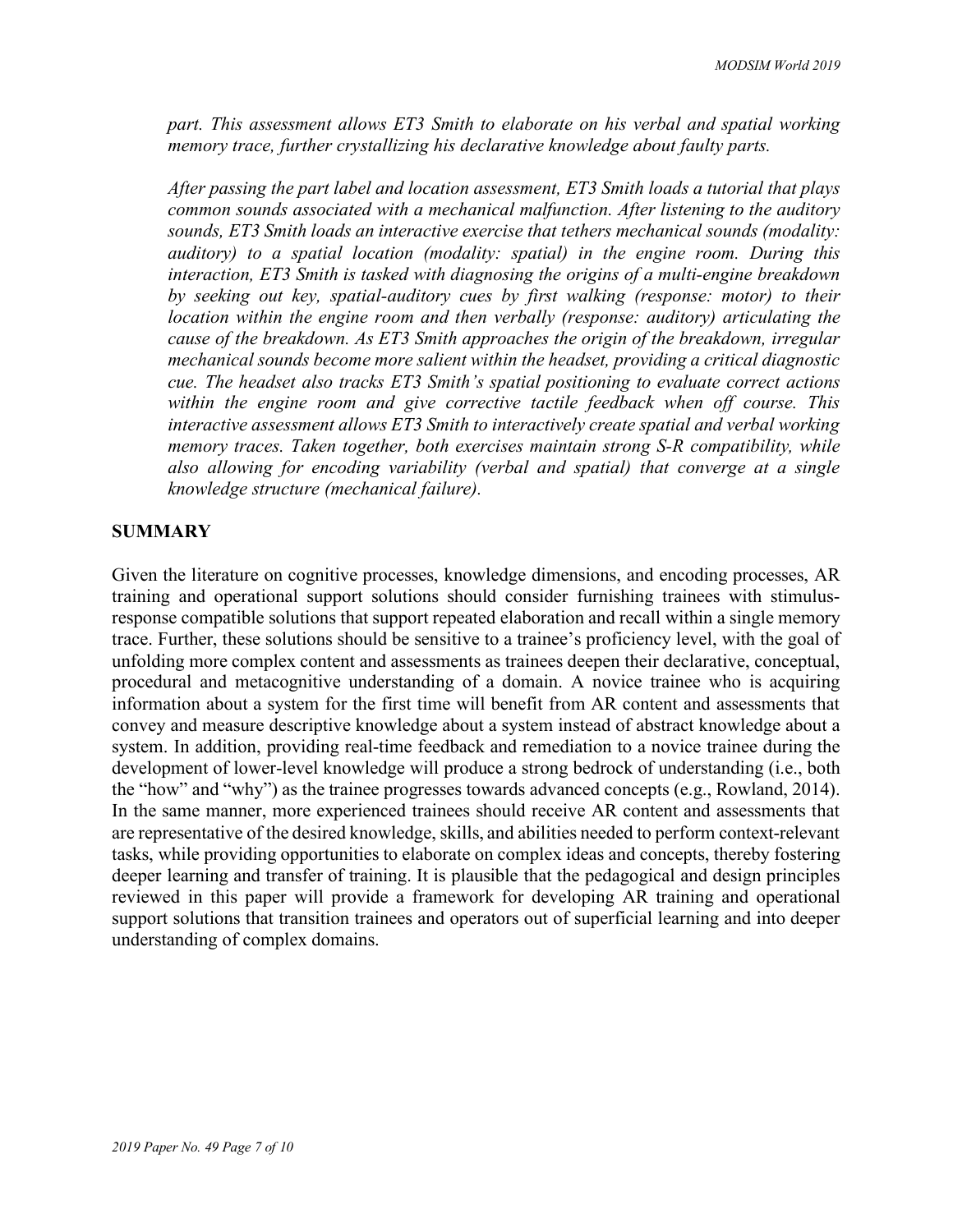*part. This assessment allows ET3 Smith to elaborate on his verbal and spatial working memory trace, further crystallizing his declarative knowledge about faulty parts.*

*After passing the part label and location assessment, ET3 Smith loads a tutorial that plays common sounds associated with a mechanical malfunction. After listening to the auditory sounds, ET3 Smith loads an interactive exercise that tethers mechanical sounds (modality: auditory) to a spatial location (modality: spatial) in the engine room. During this interaction, ET3 Smith is tasked with diagnosing the origins of a multi-engine breakdown by seeking out key, spatial-auditory cues by first walking (response: motor) to their location within the engine room and then verbally (response: auditory) articulating the cause of the breakdown. As ET3 Smith approaches the origin of the breakdown, irregular mechanical sounds become more salient within the headset, providing a critical diagnostic cue. The headset also tracks ET3 Smith's spatial positioning to evaluate correct actions within the engine room and give corrective tactile feedback when off course. This interactive assessment allows ET3 Smith to interactively create spatial and verbal working memory traces. Taken together, both exercises maintain strong S-R compatibility, while also allowing for encoding variability (verbal and spatial) that converge at a single knowledge structure (mechanical failure).*

## SUMMARY

Given the literature on cognitive processes, knowledge dimensions, and encoding processes, AR training and operational support solutions should consider furnishing trainees with stimulus-response compatible solutions that support repeated elaboration and recall within a single memory trace. Further, these solutions should be sensitive to a trainee's proficiency level, with the goal of unfolding more complex content and assessments as trainees deepen their declarative, conceptual, procedural and metacognitive understanding of a domain. A novice trainee who is acquiring information about a system for the first time will benefit from AR content and assessments that convey and measure descriptive knowledge about a system instead of abstract knowledge about a system. In addition, providing real-time feedback and remediation to a novice trainee during the development of lower-level knowledge will produce a strong bedrock of understanding (i.e., both the "how" and "why") as the trainee progresses towards advanced concepts (e.g., Rowland, 2014). In the same manner, more experienced trainees should receive AR content and assessments that are representative of the desired knowledge, skills, and abilities needed to perform context-relevant tasks, while providing opportunities to elaborate on complex ideas and concepts, thereby fostering deeper learning and transfer of training. It is plausible that the pedagogical and design principles reviewed in this paper will provide a framework for developing AR training and operational support solutions that transition trainees and operators out of superficial learning and into deeper understanding of complex domains.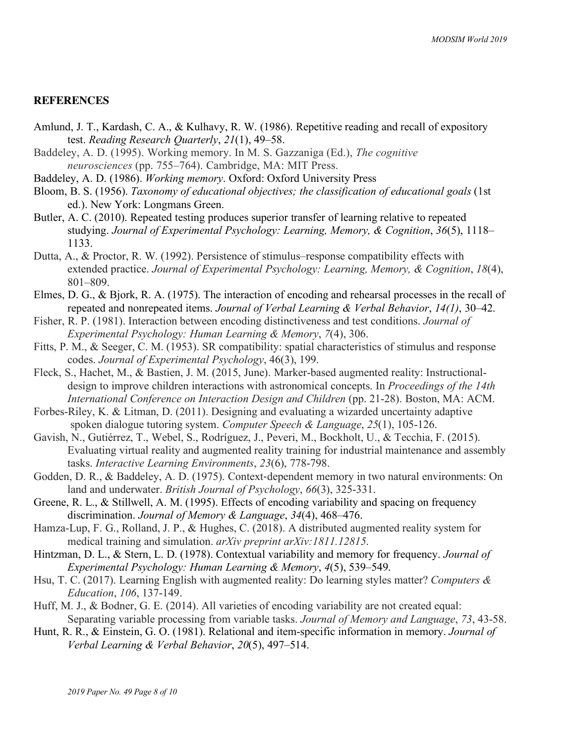## REFERENCES

Amlund, J. T., Kardash, C. A., & Kulhavy, R. W. (1986). Repetitive reading and recall of expository test. *Reading Research Quarterly*, *21*(1), 49–58.

Baddeley, A. D. (1995). Working memory. In M. S. Gazzaniga (Ed.), *The cognitive neurosciences* (pp. 755–764). Cambridge, MA: MIT Press.

Baddeley, A. D. (1986). *Working memory*. Oxford: Oxford University Press

Bloom, B. S. (1956). *Taxonomy of educational objectives; the classification of educational goals* (1st ed.). New York: Longmans Green.

Butler, A. C. (2010). Repeated testing produces superior transfer of learning relative to repeated studying. *Journal of Experimental Psychology: Learning, Memory, & Cognition*, *36*(5), 1118–1133.

Dutta, A., & Proctor, R. W. (1992). Persistence of stimulus–response compatibility effects with extended practice. *Journal of Experimental Psychology: Learning, Memory, & Cognition*, *18*(4), 801–809.

Elmes, D. G., & Bjork, R. A. (1975). The interaction of encoding and rehearsal processes in the recall of repeated and nonrepeated items. *Journal of Verbal Learning & Verbal Behavior*, *14(1)*, 30–42.

Fisher, R. P. (1981). Interaction between encoding distinctiveness and test conditions. *Journal of Experimental Psychology: Human Learning & Memory*, *7*(4), 306.

Fitts, P. M., & Seeger, C. M. (1953). SR compatibility: spatial characteristics of stimulus and response codes. *Journal of Experimental Psychology*, 46(3), 199.

Fleck, S., Hachet, M., & Bastien, J. M. (2015, June). Marker-based augmented reality: Instructional-design to improve children interactions with astronomical concepts. In *Proceedings of the 14th International Conference on Interaction Design and Children* (pp. 21-28). Boston, MA: ACM.

Forbes-Riley, K. & Litman, D. (2011). Designing and evaluating a wizarded uncertainty adaptive spoken dialogue tutoring system. *Computer Speech & Language*, *25*(1), 105-126.

Gavish, N., Gutiérrez, T., Webel, S., Rodríguez, J., Peveri, M., Bockholt, U., & Tecchia, F. (2015). Evaluating virtual reality and augmented reality training for industrial maintenance and assembly tasks. *Interactive Learning Environments*, *23*(6), 778-798.

Godden, D. R., & Baddeley, A. D. (1975). Context-dependent memory in two natural environments: On land and underwater. *British Journal of Psychology*, *66*(3), 325-331.

Greene, R. L., & Stillwell, A. M. (1995). Effects of encoding variability and spacing on frequency discrimination. *Journal of Memory & Language*, *34*(4), 468–476.

Hamza-Lup, F. G., Rolland, J. P., & Hughes, C. (2018). A distributed augmented reality system for medical training and simulation. *arXiv preprint arXiv:1811.12815.*

Hintzman, D. L., & Stern, L. D. (1978). Contextual variability and memory for frequency. *Journal of Experimental Psychology: Human Learning & Memory*, *4*(5), 539–549.

Hsu, T. C. (2017). Learning English with augmented reality: Do learning styles matter? *Computers & Education*, *106*, 137-149.

Huff, M. J., & Bodner, G. E. (2014). All varieties of encoding variability are not created equal: Separating variable processing from variable tasks. *Journal of Memory and Language*, *73*, 43-58.

Hunt, R. R., & Einstein, G. O. (1981). Relational and item-specific information in memory. *Journal of Verbal Learning & Verbal Behavior*, *20*(5), 497–514.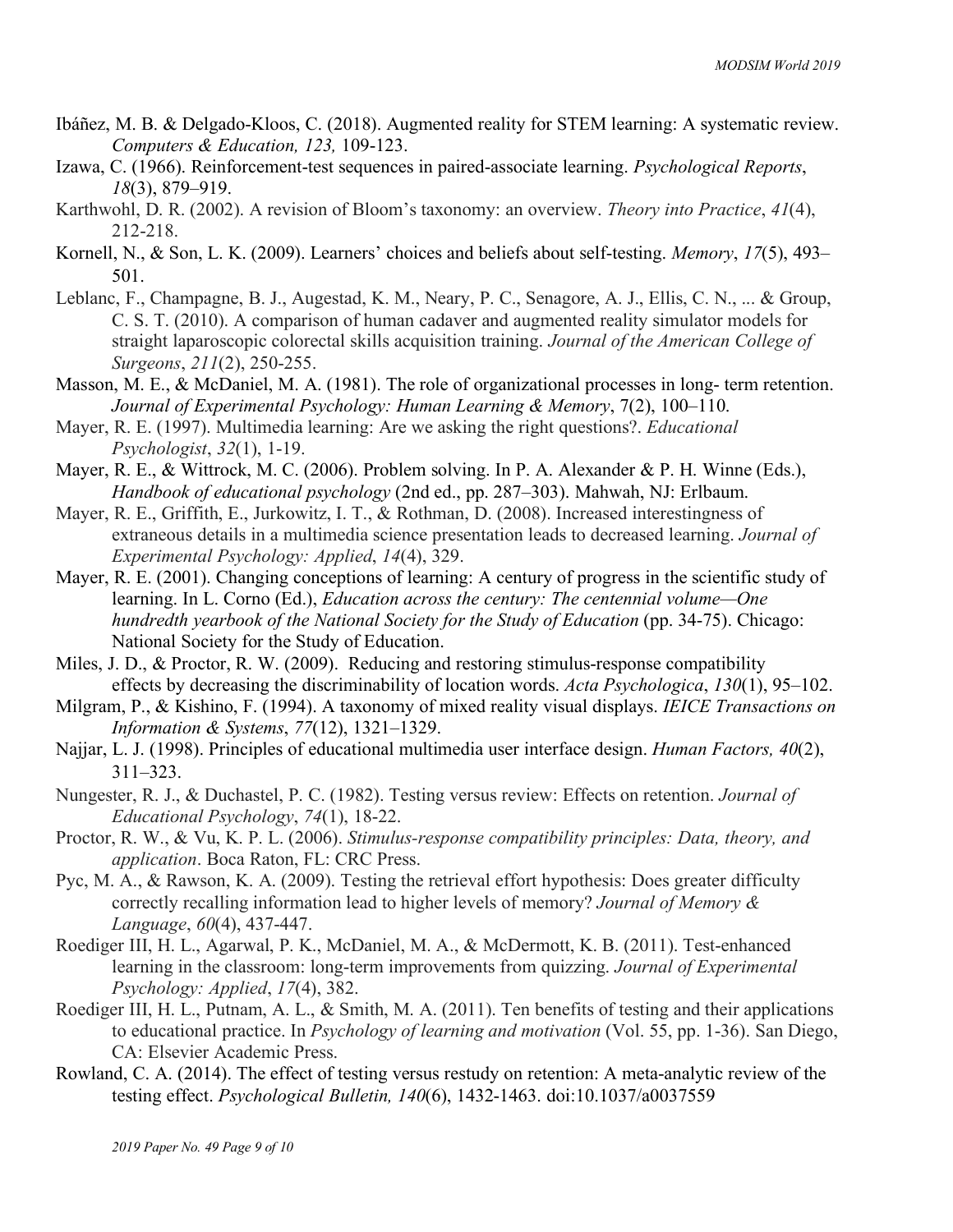Ibáñez, M. B. & Delgado-Kloos, C. (2018). Augmented reality for STEM learning: A systematic review. *Computers & Education, 123,* 109-123.

Izawa, C. (1966). Reinforcement-test sequences in paired-associate learning. *Psychological Reports*, *18*(3), 879–919.

Karthwohl, D. R. (2002). A revision of Bloom's taxonomy: an overview. *Theory into Practice*, *41*(4), 212-218.

Kornell, N., & Son, L. K. (2009). Learners' choices and beliefs about self-testing. *Memory*, *17*(5), 493–501.

Leblanc, F., Champagne, B. J., Augestad, K. M., Neary, P. C., Senagore, A. J., Ellis, C. N., ... & Group, C. S. T. (2010). A comparison of human cadaver and augmented reality simulator models for straight laparoscopic colorectal skills acquisition training. *Journal of the American College of Surgeons*, *211*(2), 250-255.

Masson, M. E., & McDaniel, M. A. (1981). The role of organizational processes in long- term retention. *Journal of Experimental Psychology: Human Learning & Memory*, 7(2), 100–110.

Mayer, R. E. (1997). Multimedia learning: Are we asking the right questions?. *Educational Psychologist*, *32*(1), 1-19.

Mayer, R. E., & Wittrock, M. C. (2006). Problem solving. In P. A. Alexander & P. H. Winne (Eds.), *Handbook of educational psychology* (2nd ed., pp. 287–303). Mahwah, NJ: Erlbaum.

Mayer, R. E., Griffith, E., Jurkowitz, I. T., & Rothman, D. (2008). Increased interestingness of extraneous details in a multimedia science presentation leads to decreased learning. *Journal of Experimental Psychology: Applied*, *14*(4), 329.

Mayer, R. E. (2001). Changing conceptions of learning: A century of progress in the scientific study of learning. In L. Corno (Ed.), *Education across the century: The centennial volume—One hundredth yearbook of the National Society for the Study of Education* (pp. 34-75). Chicago: National Society for the Study of Education.

Miles, J. D., & Proctor, R. W. (2009). Reducing and restoring stimulus-response compatibility effects by decreasing the discriminability of location words. *Acta Psychologica*, *130*(1), 95–102.

Milgram, P., & Kishino, F. (1994). A taxonomy of mixed reality visual displays. *IEICE Transactions on Information & Systems*, *77*(12), 1321–1329.

Najjar, L. J. (1998). Principles of educational multimedia user interface design. *Human Factors, 40*(2), 311–323.

Nungester, R. J., & Duchastel, P. C. (1982). Testing versus review: Effects on retention. *Journal of Educational Psychology*, *74*(1), 18-22.

Proctor, R. W., & Vu, K. P. L. (2006). *Stimulus-response compatibility principles: Data, theory, and application*. Boca Raton, FL: CRC Press.

Pyc, M. A., & Rawson, K. A. (2009). Testing the retrieval effort hypothesis: Does greater difficulty correctly recalling information lead to higher levels of memory? *Journal of Memory & Language*, *60*(4), 437-447.

Roediger III, H. L., Agarwal, P. K., McDaniel, M. A., & McDermott, K. B. (2011). Test-enhanced learning in the classroom: long-term improvements from quizzing. *Journal of Experimental Psychology: Applied*, *17*(4), 382.

Roediger III, H. L., Putnam, A. L., & Smith, M. A. (2011). Ten benefits of testing and their applications to educational practice. In *Psychology of learning and motivation* (Vol. 55, pp. 1-36). San Diego, CA: Elsevier Academic Press.

Rowland, C. A. (2014). The effect of testing versus restudy on retention: A meta-analytic review of the testing effect. *Psychological Bulletin, 140*(6), 1432-1463. doi:10.1037/a0037559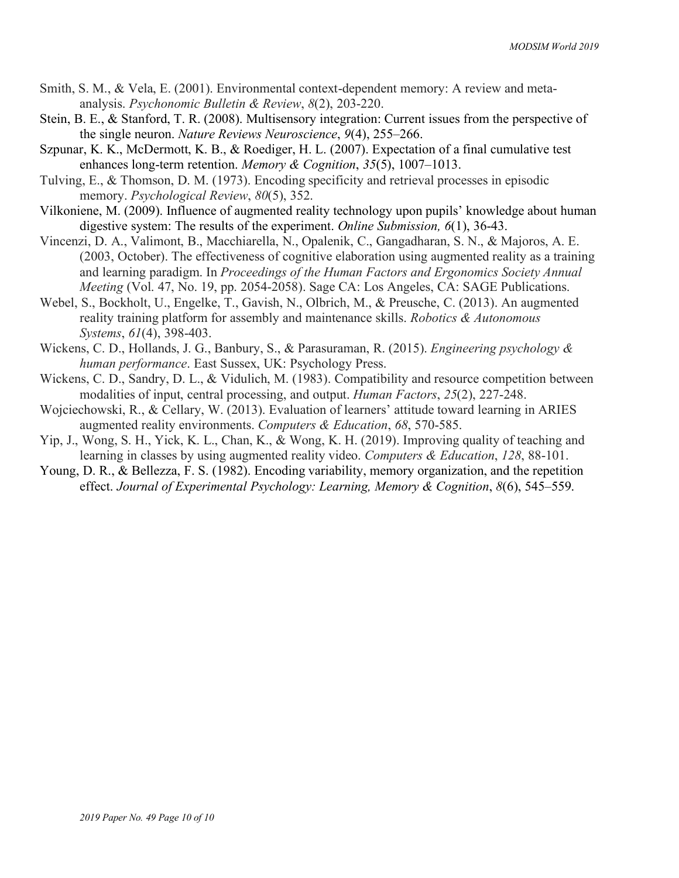Smith, S. M., & Vela, E. (2001). Environmental context-dependent memory: A review and meta-analysis. *Psychonomic Bulletin & Review*, *8*(2), 203-220.

Stein, B. E., & Stanford, T. R. (2008). Multisensory integration: Current issues from the perspective of the single neuron. *Nature Reviews Neuroscience*, *9*(4), 255–266.

Szpunar, K. K., McDermott, K. B., & Roediger, H. L. (2007). Expectation of a final cumulative test enhances long-term retention. *Memory & Cognition*, *35*(5), 1007–1013.

Tulving, E., & Thomson, D. M. (1973). Encoding specificity and retrieval processes in episodic memory. *Psychological Review*, *80*(5), 352.

Vilkoniene, M. (2009). Influence of augmented reality technology upon pupils' knowledge about human digestive system: The results of the experiment. *Online Submission, 6*(1), 36-43.

Vincenzi, D. A., Valimont, B., Macchiarella, N., Opalenik, C., Gangadharan, S. N., & Majoros, A. E. (2003, October). The effectiveness of cognitive elaboration using augmented reality as a training and learning paradigm. In *Proceedings of the Human Factors and Ergonomics Society Annual Meeting* (Vol. 47, No. 19, pp. 2054-2058). Sage CA: Los Angeles, CA: SAGE Publications.

Webel, S., Bockholt, U., Engelke, T., Gavish, N., Olbrich, M., & Preusche, C. (2013). An augmented reality training platform for assembly and maintenance skills. *Robotics & Autonomous Systems*, *61*(4), 398-403.

Wickens, C. D., Hollands, J. G., Banbury, S., & Parasuraman, R. (2015). *Engineering psychology & human performance*. East Sussex, UK: Psychology Press.

Wickens, C. D., Sandry, D. L., & Vidulich, M. (1983). Compatibility and resource competition between modalities of input, central processing, and output. *Human Factors*, *25*(2), 227-248.

Wojciechowski, R., & Cellary, W. (2013). Evaluation of learners' attitude toward learning in ARIES augmented reality environments. *Computers & Education*, *68*, 570-585.

Yip, J., Wong, S. H., Yick, K. L., Chan, K., & Wong, K. H. (2019). Improving quality of teaching and learning in classes by using augmented reality video. *Computers & Education*, *128*, 88-101.

Young, D. R., & Bellezza, F. S. (1982). Encoding variability, memory organization, and the repetition effect. *Journal of Experimental Psychology: Learning, Memory & Cognition*, *8*(6), 545–559.